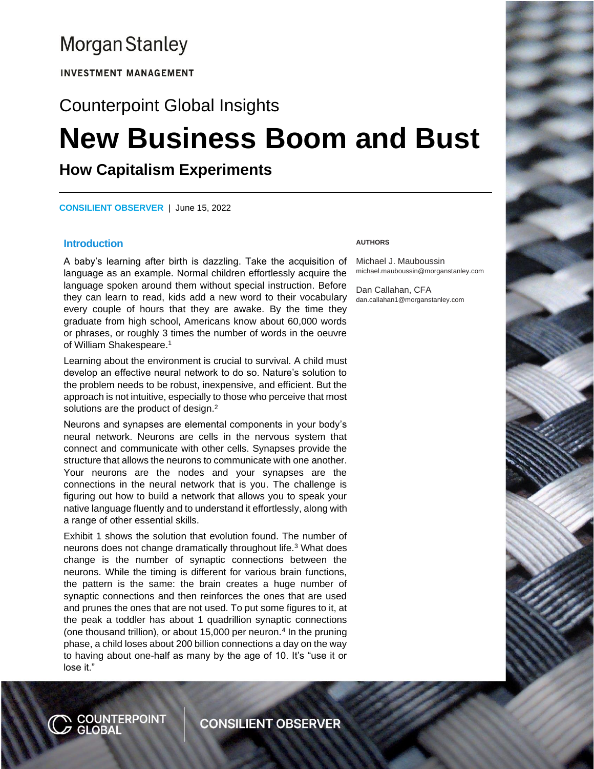Morgan Stanley

INVESTMENT MANAGEMENT

Counterpoint Global Insights

# New Business Boom and Bust

## How Capitalism Experiments

CONSILIENT OBSERVER | June 15, 2022

### Introduction

A baby's learning after birth is dazzling. Take the acquisition of language as an example. Normal children effortlessly acquire the language spoken around them without special instruction. Before they can learn to read, kids add a new word to their vocabulary every couple of hours that they are awake. By the time they graduate from high school, Americans know about 60,000 words or phrases, or roughly 3 times the number of words in the oeuvre of William Shakespeare.[1]

Learning about the environment is crucial to survival. A child must develop an effective neural network to do so. Nature's solution to the problem needs to be robust, inexpensive, and efficient. But the approach is not intuitive, especially to those who perceive that most solutions are the product of design.[2]

Neurons and synapses are elemental components in your body's neural network. Neurons are cells in the nervous system that connect and communicate with other cells. Synapses provide the structure that allows the neurons to communicate with one another. Your neurons are the nodes and your synapses are the connections in the neural network that is you. The challenge is figuring out how to build a network that allows you to speak your native language fluently and to understand it effortlessly, along with a range of other essential skills.

Exhibit 1 shows the solution that evolution found. The number of neurons does not change dramatically throughout life.[3] What does change is the number of synaptic connections between the neurons. While the timing is different for various brain functions, the pattern is the same: the brain creates a huge number of synaptic connections and then reinforces the ones that are used and prunes the ones that are not used. To put some figures to it, at the peak a toddler has about 1 quadrillion synaptic connections (one thousand trillion), or about 15,000 per neuron.[4] In the pruning phase, a child loses about 200 billion connections a day on the way to having about one-half as many by the age of 10. It's "use it or lose it."

**AUTHORS**

Michael J. Mauboussin
michael.mauboussin@morganstanley.com

Dan Callahan, CFA
dan.callahan1@morganstanley.com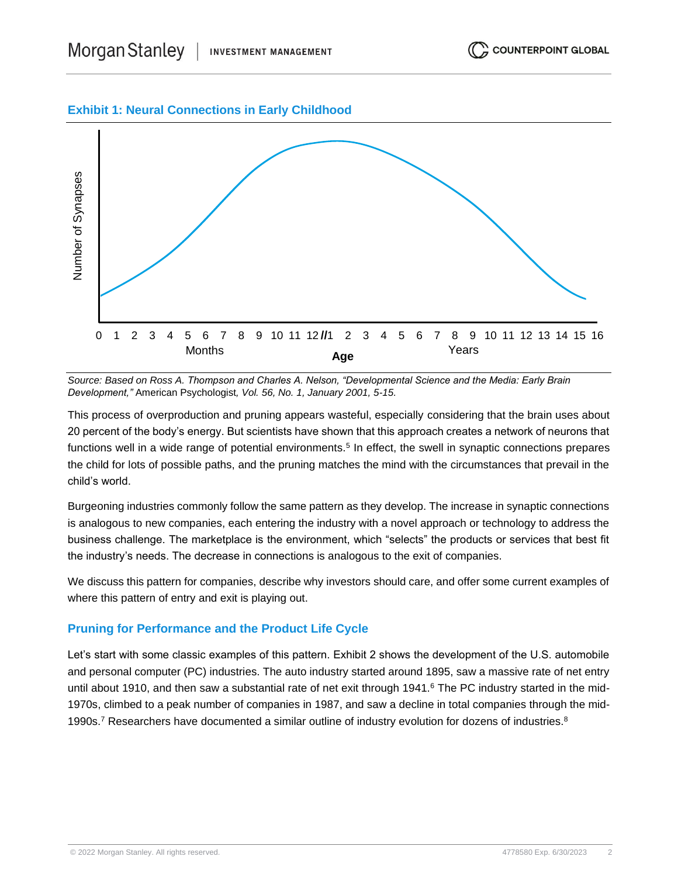### Exhibit 1: Neural Connections in Early Childhood

Source: Based on Ross A. Thompson and Charles A. Nelson, "Developmental Science and the Media: Early Brain Development," American Psychologist, Vol. 56, No. 1, January 2001, 5-15.

This process of overproduction and pruning appears wasteful, especially considering that the brain uses about 20 percent of the body's energy. But scientists have shown that this approach creates a network of neurons that functions well in a wide range of potential environments.[5] In effect, the swell in synaptic connections prepares the child for lots of possible paths, and the pruning matches the mind with the circumstances that prevail in the child's world.

Burgeoning industries commonly follow the same pattern as they develop. The increase in synaptic connections is analogous to new companies, each entering the industry with a novel approach or technology to address the business challenge. The marketplace is the environment, which "selects" the products or services that best fit the industry's needs. The decrease in connections is analogous to the exit of companies.

We discuss this pattern for companies, describe why investors should care, and offer some current examples of where this pattern of entry and exit is playing out.

## Pruning for Performance and the Product Life Cycle

Let's start with some classic examples of this pattern. Exhibit 2 shows the development of the U.S. automobile and personal computer (PC) industries. The auto industry started around 1895, saw a massive rate of net entry until about 1910, and then saw a substantial rate of net exit through 1941.[6] The PC industry started in the mid-1970s, climbed to a peak number of companies in 1987, and saw a decline in total companies through the mid-1990s.[7] Researchers have documented a similar outline of industry evolution for dozens of industries.[8]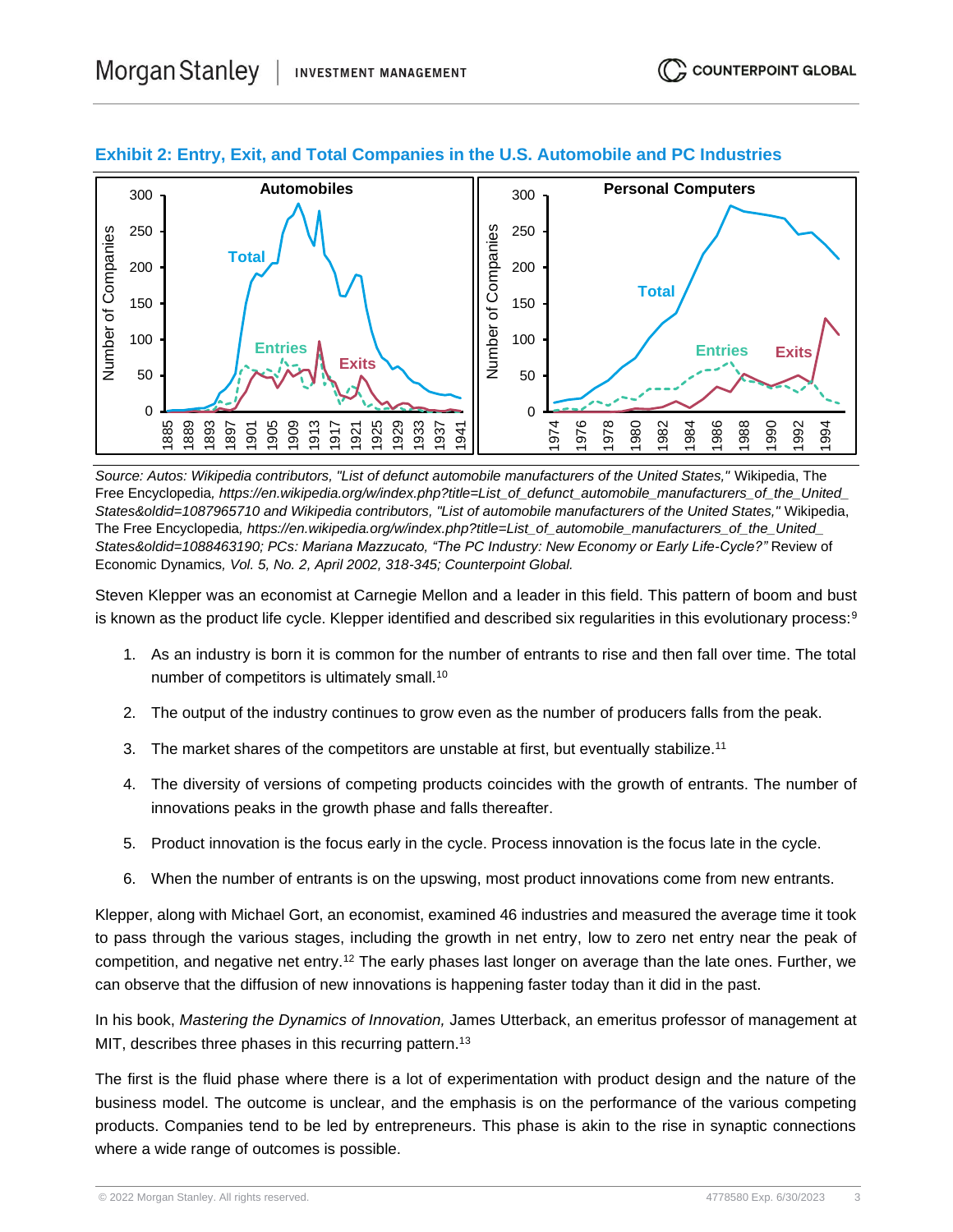### Exhibit 2: Entry, Exit, and Total Companies in the U.S. Automobile and PC Industries

*Source: Autos: Wikipedia contributors, "List of defunct automobile manufacturers of the United States,"* Wikipedia, The Free Encyclopedia*, https://en.wikipedia.org/w/index.php?title=List_of_defunct_automobile_manufacturers_of_the_United_States&oldid=1087965710 and Wikipedia contributors, "List of automobile manufacturers of the United States,"* Wikipedia, The Free Encyclopedia*, https://en.wikipedia.org/w/index.php?title=List_of_automobile_manufacturers_of_the_United_States&oldid=1088463190; PCs: Mariana Mazzucato, "The PC Industry: New Economy or Early Life-Cycle?"* Review of Economic Dynamics*, Vol. 5, No. 2, April 2002, 318-345; Counterpoint Global.*

Steven Klepper was an economist at Carnegie Mellon and a leader in this field. This pattern of boom and bust is known as the product life cycle. Klepper identified and described six regularities in this evolutionary process:[9]

1. As an industry is born it is common for the number of entrants to rise and then fall over time. The total number of competitors is ultimately small.[10]
2. The output of the industry continues to grow even as the number of producers falls from the peak.
3. The market shares of the competitors are unstable at first, but eventually stabilize.[11]
4. The diversity of versions of competing products coincides with the growth of entrants. The number of innovations peaks in the growth phase and falls thereafter.
5. Product innovation is the focus early in the cycle. Process innovation is the focus late in the cycle.
6. When the number of entrants is on the upswing, most product innovations come from new entrants.

Klepper, along with Michael Gort, an economist, examined 46 industries and measured the average time it took to pass through the various stages, including the growth in net entry, low to zero net entry near the peak of competition, and negative net entry.[12] The early phases last longer on average than the late ones. Further, we can observe that the diffusion of new innovations is happening faster today than it did in the past.

In his book, *Mastering the Dynamics of Innovation,* James Utterback, an emeritus professor of management at MIT, describes three phases in this recurring pattern.[13]

The first is the fluid phase where there is a lot of experimentation with product design and the nature of the business model. The outcome is unclear, and the emphasis is on the performance of the various competing products. Companies tend to be led by entrepreneurs. This phase is akin to the rise in synaptic connections where a wide range of outcomes is possible.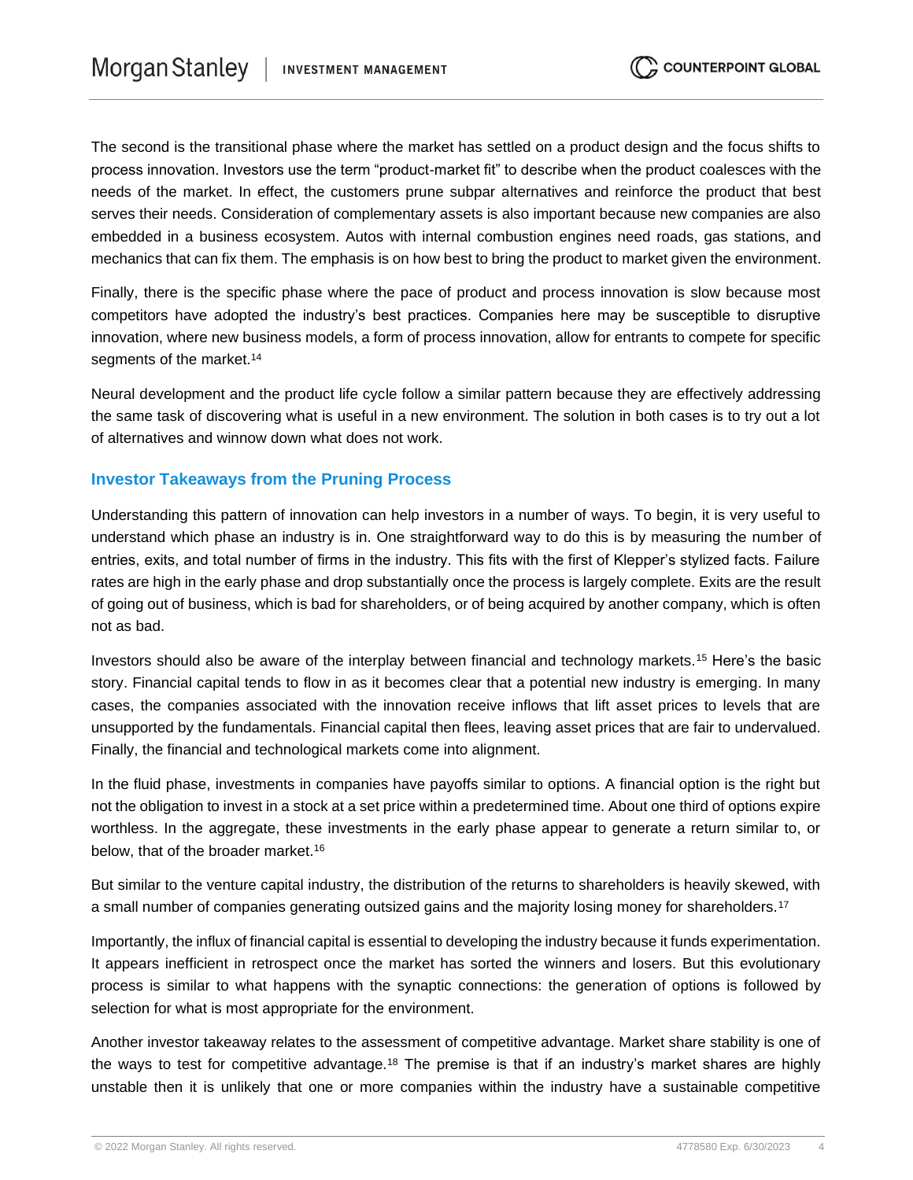The second is the transitional phase where the market has settled on a product design and the focus shifts to process innovation. Investors use the term "product-market fit" to describe when the product coalesces with the needs of the market. In effect, the customers prune subpar alternatives and reinforce the product that best serves their needs. Consideration of complementary assets is also important because new companies are also embedded in a business ecosystem. Autos with internal combustion engines need roads, gas stations, and mechanics that can fix them. The emphasis is on how best to bring the product to market given the environment.

Finally, there is the specific phase where the pace of product and process innovation is slow because most competitors have adopted the industry's best practices. Companies here may be susceptible to disruptive innovation, where new business models, a form of process innovation, allow for entrants to compete for specific segments of the market.[14]

Neural development and the product life cycle follow a similar pattern because they are effectively addressing the same task of discovering what is useful in a new environment. The solution in both cases is to try out a lot of alternatives and winnow down what does not work.

## Investor Takeaways from the Pruning Process

Understanding this pattern of innovation can help investors in a number of ways. To begin, it is very useful to understand which phase an industry is in. One straightforward way to do this is by measuring the number of entries, exits, and total number of firms in the industry. This fits with the first of Klepper's stylized facts. Failure rates are high in the early phase and drop substantially once the process is largely complete. Exits are the result of going out of business, which is bad for shareholders, or of being acquired by another company, which is often not as bad.

Investors should also be aware of the interplay between financial and technology markets.[15] Here's the basic story. Financial capital tends to flow in as it becomes clear that a potential new industry is emerging. In many cases, the companies associated with the innovation receive inflows that lift asset prices to levels that are unsupported by the fundamentals. Financial capital then flees, leaving asset prices that are fair to undervalued. Finally, the financial and technological markets come into alignment.

In the fluid phase, investments in companies have payoffs similar to options. A financial option is the right but not the obligation to invest in a stock at a set price within a predetermined time. About one third of options expire worthless. In the aggregate, these investments in the early phase appear to generate a return similar to, or below, that of the broader market.[16]

But similar to the venture capital industry, the distribution of the returns to shareholders is heavily skewed, with a small number of companies generating outsized gains and the majority losing money for shareholders.[17]

Importantly, the influx of financial capital is essential to developing the industry because it funds experimentation. It appears inefficient in retrospect once the market has sorted the winners and losers. But this evolutionary process is similar to what happens with the synaptic connections: the generation of options is followed by selection for what is most appropriate for the environment.

Another investor takeaway relates to the assessment of competitive advantage. Market share stability is one of the ways to test for competitive advantage.[18] The premise is that if an industry's market shares are highly unstable then it is unlikely that one or more companies within the industry have a sustainable competitive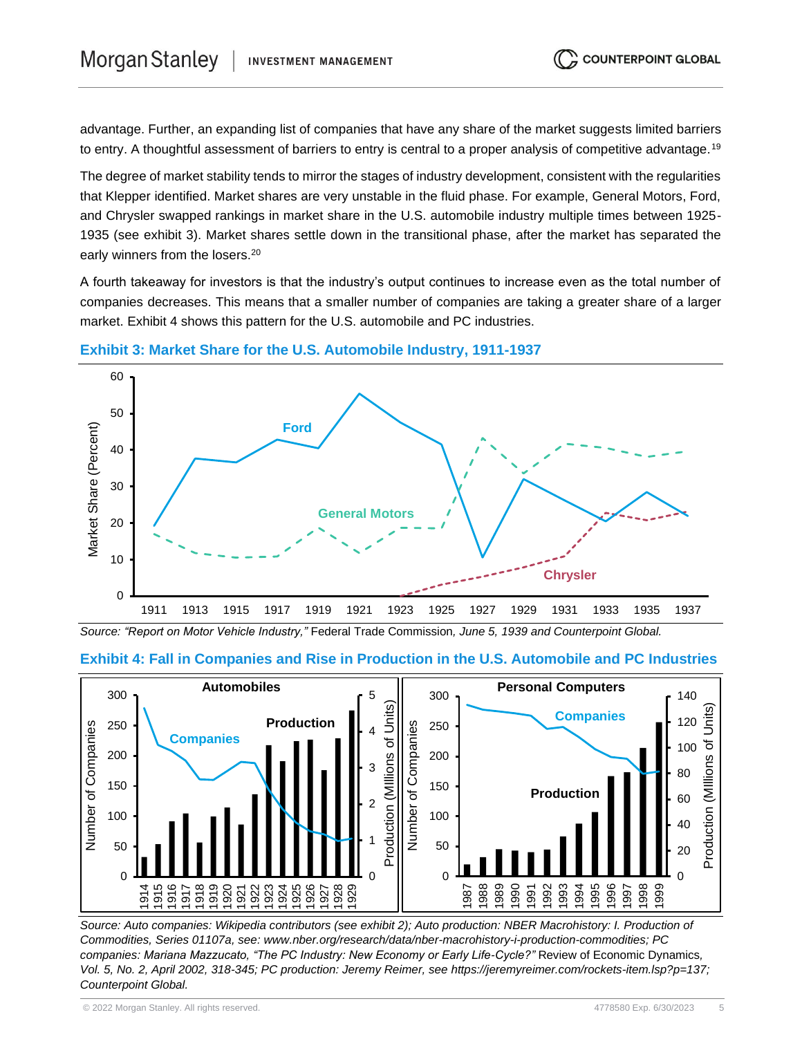advantage. Further, an expanding list of companies that have any share of the market suggests limited barriers to entry. A thoughtful assessment of barriers to entry is central to a proper analysis of competitive advantage.[19]

The degree of market stability tends to mirror the stages of industry development, consistent with the regularities that Klepper identified. Market shares are very unstable in the fluid phase. For example, General Motors, Ford, and Chrysler swapped rankings in market share in the U.S. automobile industry multiple times between 1925-1935 (see exhibit 3). Market shares settle down in the transitional phase, after the market has separated the early winners from the losers.[20]

A fourth takeaway for investors is that the industry's output continues to increase even as the total number of companies decreases. This means that a smaller number of companies are taking a greater share of a larger market. Exhibit 4 shows this pattern for the U.S. automobile and PC industries.

### Exhibit 3: Market Share for the U.S. Automobile Industry, 1911-1937

*Source: "Report on Motor Vehicle Industry,"* Federal Trade Commission*, June 5, 1939 and Counterpoint Global.*

### Exhibit 4: Fall in Companies and Rise in Production in the U.S. Automobile and PC Industries

*Source: Auto companies: Wikipedia contributors (see exhibit 2); Auto production: NBER Macrohistory: I. Production of Commodities, Series 01107a, see: www.nber.org/research/data/nber-macrohistory-i-production-commodities; PC companies: Mariana Mazzucato, "The PC Industry: New Economy or Early Life-Cycle?"* Review of Economic Dynamics*, Vol. 5, No. 2, April 2002, 318-345; PC production: Jeremy Reimer, see https://jeremyreimer.com/rockets-item.lsp?p=137; Counterpoint Global.*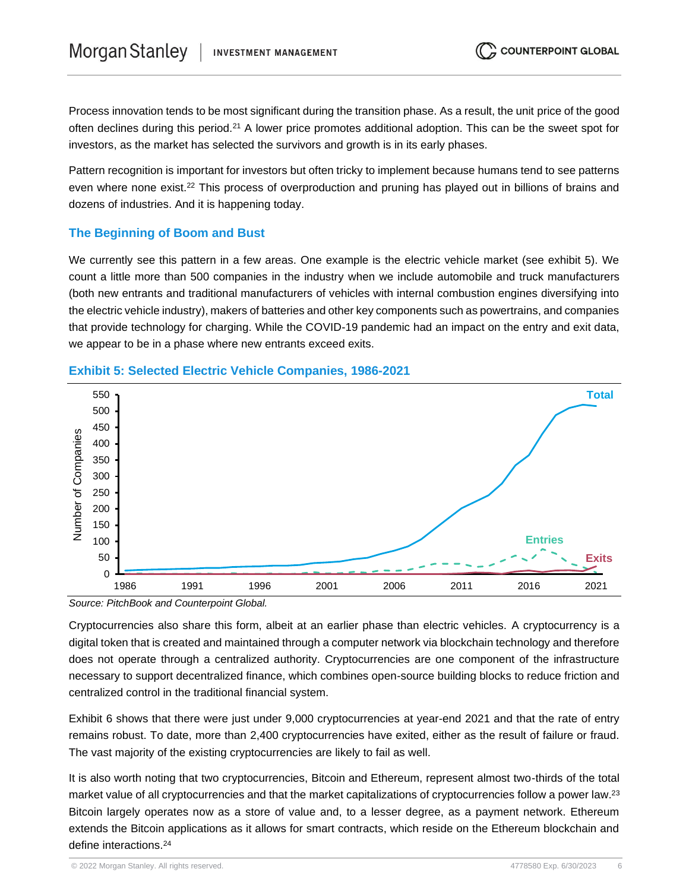Process innovation tends to be most significant during the transition phase. As a result, the unit price of the good often declines during this period.[21] A lower price promotes additional adoption. This can be the sweet spot for investors, as the market has selected the survivors and growth is in its early phases.

Pattern recognition is important for investors but often tricky to implement because humans tend to see patterns even where none exist.[22] This process of overproduction and pruning has played out in billions of brains and dozens of industries. And it is happening today.

## The Beginning of Boom and Bust

We currently see this pattern in a few areas. One example is the electric vehicle market (see exhibit 5). We count a little more than 500 companies in the industry when we include automobile and truck manufacturers (both new entrants and traditional manufacturers of vehicles with internal combustion engines diversifying into the electric vehicle industry), makers of batteries and other key components such as powertrains, and companies that provide technology for charging. While the COVID-19 pandemic had an impact on the entry and exit data, we appear to be in a phase where new entrants exceed exits.

**Exhibit 5: Selected Electric Vehicle Companies, 1986-2021**

*Source: PitchBook and Counterpoint Global.*

Cryptocurrencies also share this form, albeit at an earlier phase than electric vehicles. A cryptocurrency is a digital token that is created and maintained through a computer network via blockchain technology and therefore does not operate through a centralized authority. Cryptocurrencies are one component of the infrastructure necessary to support decentralized finance, which combines open-source building blocks to reduce friction and centralized control in the traditional financial system.

Exhibit 6 shows that there were just under 9,000 cryptocurrencies at year-end 2021 and that the rate of entry remains robust. To date, more than 2,400 cryptocurrencies have exited, either as the result of failure or fraud. The vast majority of the existing cryptocurrencies are likely to fail as well.

It is also worth noting that two cryptocurrencies, Bitcoin and Ethereum, represent almost two-thirds of the total market value of all cryptocurrencies and that the market capitalizations of cryptocurrencies follow a power law.[23] Bitcoin largely operates now as a store of value and, to a lesser degree, as a payment network. Ethereum extends the Bitcoin applications as it allows for smart contracts, which reside on the Ethereum blockchain and define interactions.[24]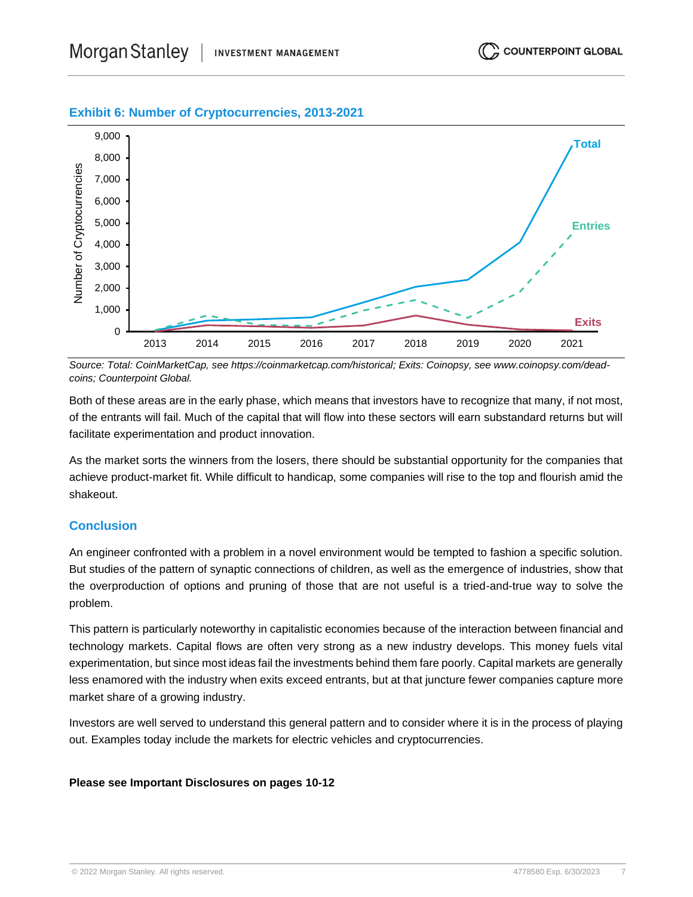**Exhibit 6: Number of Cryptocurrencies, 2013-2021**

*Source: Total: CoinMarketCap, see https://coinmarketcap.com/historical; Exits: Coinopsy, see www.coinopsy.com/dead-coins; Counterpoint Global.*

Both of these areas are in the early phase, which means that investors have to recognize that many, if not most, of the entrants will fail. Much of the capital that will flow into these sectors will earn substandard returns but will facilitate experimentation and product innovation.

As the market sorts the winners from the losers, there should be substantial opportunity for the companies that achieve product-market fit. While difficult to handicap, some companies will rise to the top and flourish amid the shakeout.

## Conclusion

An engineer confronted with a problem in a novel environment would be tempted to fashion a specific solution. But studies of the pattern of synaptic connections of children, as well as the emergence of industries, show that the overproduction of options and pruning of those that are not useful is a tried-and-true way to solve the problem.

This pattern is particularly noteworthy in capitalistic economies because of the interaction between financial and technology markets. Capital flows are often very strong as a new industry develops. This money fuels vital experimentation, but since most ideas fail the investments behind them fare poorly. Capital markets are generally less enamored with the industry when exits exceed entrants, but at that juncture fewer companies capture more market share of a growing industry.

Investors are well served to understand this general pattern and to consider where it is in the process of playing out. Examples today include the markets for electric vehicles and cryptocurrencies.

**Please see Important Disclosures on pages 10-12**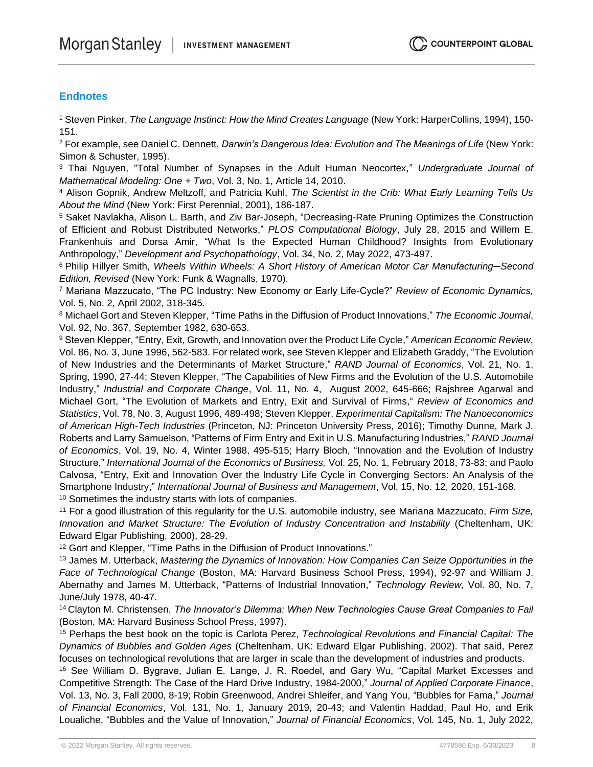## Endnotes

[1] Steven Pinker, *The Language Instinct: How the Mind Creates Language* (New York: HarperCollins, 1994), 150-151.

[2] For example, see Daniel C. Dennett, *Darwin's Dangerous Idea: Evolution and The Meanings of Life* (New York: Simon & Schuster, 1995).

[3] Thai Nguyen, "Total Number of Synapses in the Adult Human Neocortex," *Undergraduate Journal of Mathematical Modeling: One + Two*, Vol. 3, No. 1, Article 14, 2010.

[4] Alison Gopnik, Andrew Meltzoff, and Patricia Kuhl, *The Scientist in the Crib: What Early Learning Tells Us About the Mind* (New York: First Perennial, 2001), 186-187.

[5] Saket Navlakha, Alison L. Barth, and Ziv Bar-Joseph, "Decreasing-Rate Pruning Optimizes the Construction of Efficient and Robust Distributed Networks," *PLOS Computational Biology*, July 28, 2015 and Willem E. Frankenhuis and Dorsa Amir, "What Is the Expected Human Childhood? Insights from Evolutionary Anthropology," *Development and Psychopathology*, Vol. 34, No. 2, May 2022, 473-497.

[6] Philip Hillyer Smith, *Wheels Within Wheels: A Short History of American Motor Car Manufacturing—Second Edition, Revised* (New York: Funk & Wagnalls, 1970).

[7] Mariana Mazzucato, "The PC Industry: New Economy or Early Life-Cycle?" *Review of Economic Dynamics,* Vol. 5, No. 2, April 2002, 318-345.

[8] Michael Gort and Steven Klepper, "Time Paths in the Diffusion of Product Innovations," *The Economic Journal*, Vol. 92, No. 367, September 1982, 630-653.

[9] Steven Klepper, "Entry, Exit, Growth, and Innovation over the Product Life Cycle," *American Economic Review*, Vol. 86, No. 3, June 1996, 562-583. For related work, see Steven Klepper and Elizabeth Graddy, "The Evolution of New Industries and the Determinants of Market Structure," *RAND Journal of Economics*, Vol. 21, No. 1, Spring, 1990, 27-44; Steven Klepper, "The Capabilities of New Firms and the Evolution of the U.S. Automobile Industry," *Industrial and Corporate Change*, Vol. 11, No. 4, August 2002, 645-666; Rajshree Agarwal and Michael Gort, "The Evolution of Markets and Entry, Exit and Survival of Firms," *Review of Economics and Statistics*, Vol. 78, No. 3, August 1996, 489-498; Steven Klepper, *Experimental Capitalism: The Nanoeconomics of American High-Tech Industries* (Princeton, NJ: Princeton University Press, 2016); Timothy Dunne, Mark J. Roberts and Larry Samuelson, "Patterns of Firm Entry and Exit in U.S. Manufacturing Industries," *RAND Journal of Economics*, Vol. 19, No. 4, Winter 1988, 495-515; Harry Bloch, "Innovation and the Evolution of Industry Structure," *International Journal of the Economics of Business,* Vol. 25, No. 1, February 2018, 73-83; and Paolo Calvosa, "Entry, Exit and Innovation Over the Industry Life Cycle in Converging Sectors: An Analysis of the Smartphone Industry," *International Journal of Business and Management*, Vol. 15, No. 12, 2020, 151-168.

[10] Sometimes the industry starts with lots of companies.

[11] For a good illustration of this regularity for the U.S. automobile industry, see Mariana Mazzucato, *Firm Size, Innovation and Market Structure: The Evolution of Industry Concentration and Instability* (Cheltenham, UK: Edward Elgar Publishing, 2000), 28-29.

[12] Gort and Klepper, "Time Paths in the Diffusion of Product Innovations."

[13] James M. Utterback, *Mastering the Dynamics of Innovation: How Companies Can Seize Opportunities in the Face of Technological Change* (Boston, MA: Harvard Business School Press, 1994), 92-97 and William J. Abernathy and James M. Utterback, "Patterns of Industrial Innovation," *Technology Review,* Vol. 80, No. 7, June/July 1978, 40-47.

[14] Clayton M. Christensen, *The Innovator's Dilemma: When New Technologies Cause Great Companies to Fail* (Boston, MA: Harvard Business School Press, 1997).

[15] Perhaps the best book on the topic is Carlota Perez, *Technological Revolutions and Financial Capital: The Dynamics of Bubbles and Golden Ages* (Cheltenham, UK: Edward Elgar Publishing, 2002). That said, Perez focuses on technological revolutions that are larger in scale than the development of industries and products.

[16] See William D. Bygrave, Julian E. Lange, J. R. Roedel, and Gary Wu, "Capital Market Excesses and Competitive Strength: The Case of the Hard Drive Industry, 1984-2000," *Journal of Applied Corporate Finance*, Vol. 13, No. 3, Fall 2000, 8-19; Robin Greenwood, Andrei Shleifer, and Yang You, "Bubbles for Fama," *Journal of Financial Economics*, Vol. 131, No. 1, January 2019, 20-43; and Valentin Haddad, Paul Ho, and Erik Loualiche, "Bubbles and the Value of Innovation," *Journal of Financial Economics*, Vol. 145, No. 1, July 2022,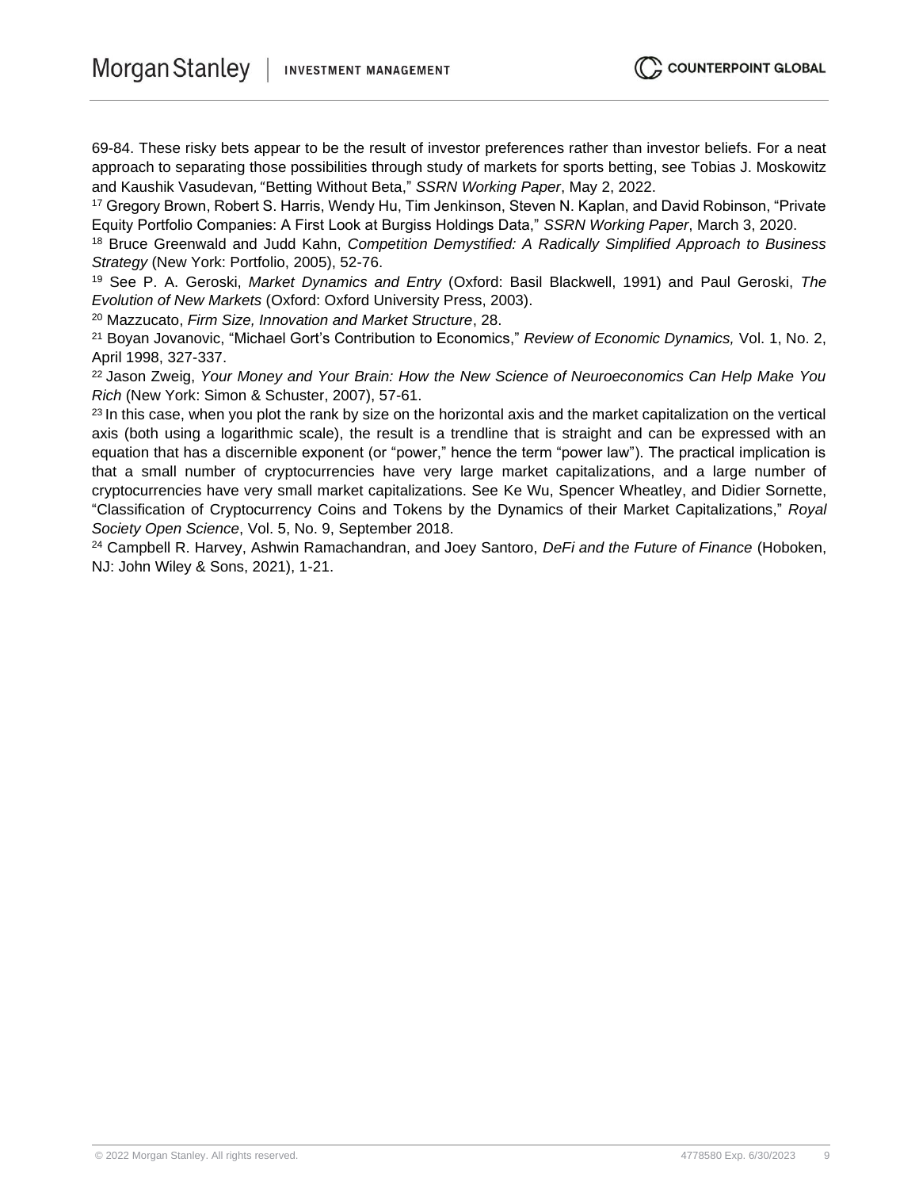69-84. These risky bets appear to be the result of investor preferences rather than investor beliefs. For a neat approach to separating those possibilities through study of markets for sports betting, see Tobias J. Moskowitz and Kaushik Vasudevan, "Betting Without Beta," *SSRN Working Paper*, May 2, 2022.

[17] Gregory Brown, Robert S. Harris, Wendy Hu, Tim Jenkinson, Steven N. Kaplan, and David Robinson, "Private Equity Portfolio Companies: A First Look at Burgiss Holdings Data," *SSRN Working Paper*, March 3, 2020.

[18] Bruce Greenwald and Judd Kahn, *Competition Demystified: A Radically Simplified Approach to Business Strategy* (New York: Portfolio, 2005), 52-76.

[19] See P. A. Geroski, *Market Dynamics and Entry* (Oxford: Basil Blackwell, 1991) and Paul Geroski, *The Evolution of New Markets* (Oxford: Oxford University Press, 2003).

[20] Mazzucato, *Firm Size, Innovation and Market Structure*, 28.

[21] Boyan Jovanovic, "Michael Gort's Contribution to Economics," *Review of Economic Dynamics,* Vol. 1, No. 2, April 1998, 327-337.

[22] Jason Zweig, *Your Money and Your Brain: How the New Science of Neuroeconomics Can Help Make You Rich* (New York: Simon & Schuster, 2007), 57-61.

[23] In this case, when you plot the rank by size on the horizontal axis and the market capitalization on the vertical axis (both using a logarithmic scale), the result is a trendline that is straight and can be expressed with an equation that has a discernible exponent (or "power," hence the term "power law"). The practical implication is that a small number of cryptocurrencies have very large market capitalizations, and a large number of cryptocurrencies have very small market capitalizations. See Ke Wu, Spencer Wheatley, and Didier Sornette, "Classification of Cryptocurrency Coins and Tokens by the Dynamics of their Market Capitalizations," *Royal Society Open Science*, Vol. 5, No. 9, September 2018.

[24] Campbell R. Harvey, Ashwin Ramachandran, and Joey Santoro, *DeFi and the Future of Finance* (Hoboken, NJ: John Wiley & Sons, 2021), 1-21.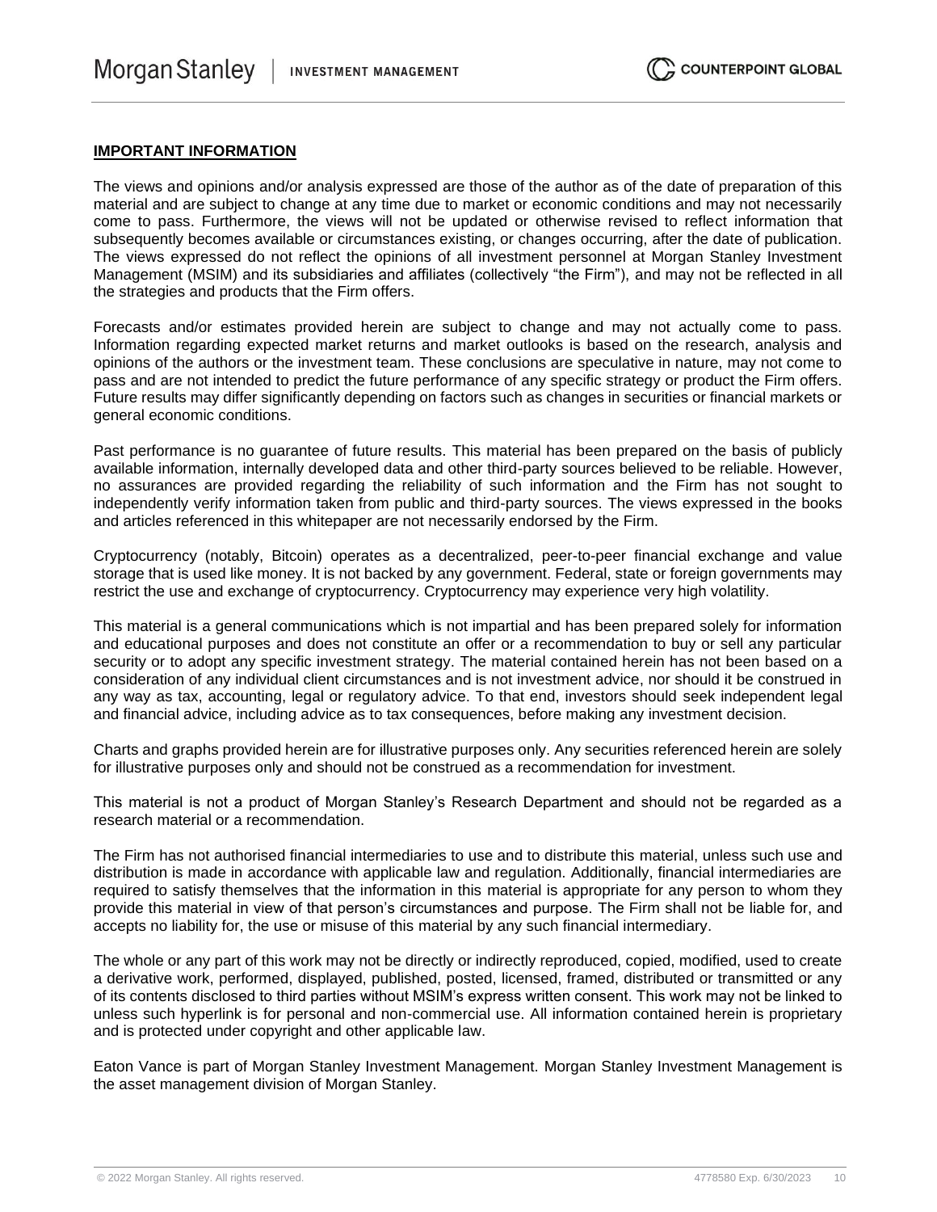**IMPORTANT INFORMATION**

The views and opinions and/or analysis expressed are those of the author as of the date of preparation of this material and are subject to change at any time due to market or economic conditions and may not necessarily come to pass. Furthermore, the views will not be updated or otherwise revised to reflect information that subsequently becomes available or circumstances existing, or changes occurring, after the date of publication. The views expressed do not reflect the opinions of all investment personnel at Morgan Stanley Investment Management (MSIM) and its subsidiaries and affiliates (collectively "the Firm"), and may not be reflected in all the strategies and products that the Firm offers.

Forecasts and/or estimates provided herein are subject to change and may not actually come to pass. Information regarding expected market returns and market outlooks is based on the research, analysis and opinions of the authors or the investment team. These conclusions are speculative in nature, may not come to pass and are not intended to predict the future performance of any specific strategy or product the Firm offers. Future results may differ significantly depending on factors such as changes in securities or financial markets or general economic conditions.

Past performance is no guarantee of future results. This material has been prepared on the basis of publicly available information, internally developed data and other third-party sources believed to be reliable. However, no assurances are provided regarding the reliability of such information and the Firm has not sought to independently verify information taken from public and third-party sources. The views expressed in the books and articles referenced in this whitepaper are not necessarily endorsed by the Firm.

Cryptocurrency (notably, Bitcoin) operates as a decentralized, peer-to-peer financial exchange and value storage that is used like money. It is not backed by any government. Federal, state or foreign governments may restrict the use and exchange of cryptocurrency. Cryptocurrency may experience very high volatility.

This material is a general communications which is not impartial and has been prepared solely for information and educational purposes and does not constitute an offer or a recommendation to buy or sell any particular security or to adopt any specific investment strategy. The material contained herein has not been based on a consideration of any individual client circumstances and is not investment advice, nor should it be construed in any way as tax, accounting, legal or regulatory advice. To that end, investors should seek independent legal and financial advice, including advice as to tax consequences, before making any investment decision.

Charts and graphs provided herein are for illustrative purposes only. Any securities referenced herein are solely for illustrative purposes only and should not be construed as a recommendation for investment.

This material is not a product of Morgan Stanley's Research Department and should not be regarded as a research material or a recommendation.

The Firm has not authorised financial intermediaries to use and to distribute this material, unless such use and distribution is made in accordance with applicable law and regulation. Additionally, financial intermediaries are required to satisfy themselves that the information in this material is appropriate for any person to whom they provide this material in view of that person's circumstances and purpose. The Firm shall not be liable for, and accepts no liability for, the use or misuse of this material by any such financial intermediary.

The whole or any part of this work may not be directly or indirectly reproduced, copied, modified, used to create a derivative work, performed, displayed, published, posted, licensed, framed, distributed or transmitted or any of its contents disclosed to third parties without MSIM's express written consent. This work may not be linked to unless such hyperlink is for personal and non-commercial use. All information contained herein is proprietary and is protected under copyright and other applicable law.

Eaton Vance is part of Morgan Stanley Investment Management. Morgan Stanley Investment Management is the asset management division of Morgan Stanley.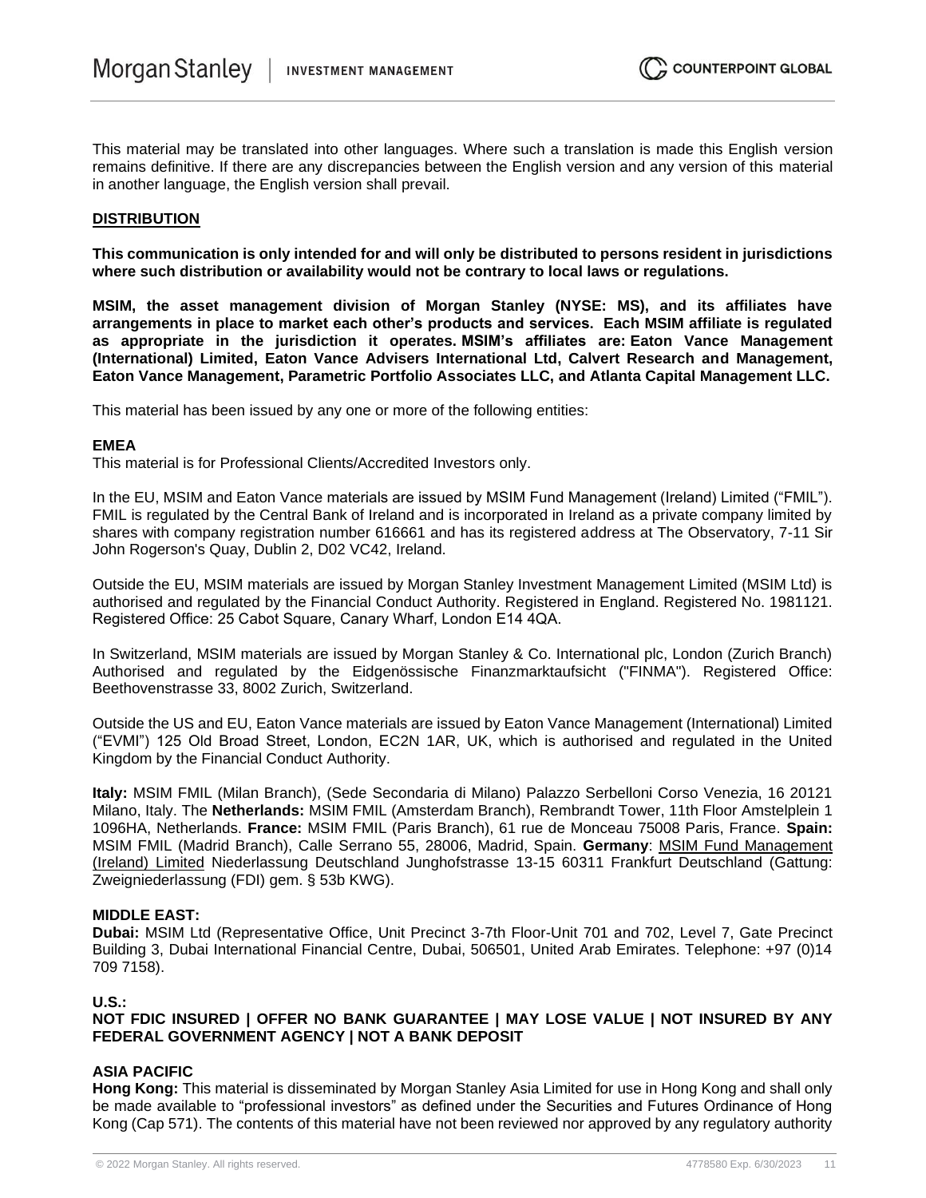This material may be translated into other languages. Where such a translation is made this English version remains definitive. If there are any discrepancies between the English version and any version of this material in another language, the English version shall prevail.

**DISTRIBUTION**

**This communication is only intended for and will only be distributed to persons resident in jurisdictions where such distribution or availability would not be contrary to local laws or regulations.**

**MSIM, the asset management division of Morgan Stanley (NYSE: MS), and its affiliates have arrangements in place to market each other's products and services. Each MSIM affiliate is regulated as appropriate in the jurisdiction it operates. MSIM's affiliates are: Eaton Vance Management (International) Limited, Eaton Vance Advisers International Ltd, Calvert Research and Management, Eaton Vance Management, Parametric Portfolio Associates LLC, and Atlanta Capital Management LLC.**

This material has been issued by any one or more of the following entities:

**EMEA**

This material is for Professional Clients/Accredited Investors only.

In the EU, MSIM and Eaton Vance materials are issued by MSIM Fund Management (Ireland) Limited ("FMIL"). FMIL is regulated by the Central Bank of Ireland and is incorporated in Ireland as a private company limited by shares with company registration number 616661 and has its registered address at The Observatory, 7-11 Sir John Rogerson's Quay, Dublin 2, D02 VC42, Ireland.

Outside the EU, MSIM materials are issued by Morgan Stanley Investment Management Limited (MSIM Ltd) is authorised and regulated by the Financial Conduct Authority. Registered in England. Registered No. 1981121. Registered Office: 25 Cabot Square, Canary Wharf, London E14 4QA.

In Switzerland, MSIM materials are issued by Morgan Stanley & Co. International plc, London (Zurich Branch) Authorised and regulated by the Eidgenössische Finanzmarktaufsicht ("FINMA"). Registered Office: Beethovenstrasse 33, 8002 Zurich, Switzerland.

Outside the US and EU, Eaton Vance materials are issued by Eaton Vance Management (International) Limited ("EVMI") 125 Old Broad Street, London, EC2N 1AR, UK, which is authorised and regulated in the United Kingdom by the Financial Conduct Authority.

**Italy:** MSIM FMIL (Milan Branch), (Sede Secondaria di Milano) Palazzo Serbelloni Corso Venezia, 16 20121 Milano, Italy. The **Netherlands:** MSIM FMIL (Amsterdam Branch), Rembrandt Tower, 11th Floor Amstelplein 1 1096HA, Netherlands. **France:** MSIM FMIL (Paris Branch), 61 rue de Monceau 75008 Paris, France. **Spain:** MSIM FMIL (Madrid Branch), Calle Serrano 55, 28006, Madrid, Spain. **Germany**: MSIM Fund Management (Ireland) Limited Niederlassung Deutschland Junghofstrasse 13-15 60311 Frankfurt Deutschland (Gattung: Zweigniederlassung (FDI) gem. § 53b KWG).

**MIDDLE EAST:**

**Dubai:** MSIM Ltd (Representative Office, Unit Precinct 3-7th Floor-Unit 701 and 702, Level 7, Gate Precinct Building 3, Dubai International Financial Centre, Dubai, 506501, United Arab Emirates. Telephone: +97 (0)14 709 7158).

**U.S.:**

**NOT FDIC INSURED | OFFER NO BANK GUARANTEE | MAY LOSE VALUE | NOT INSURED BY ANY FEDERAL GOVERNMENT AGENCY | NOT A BANK DEPOSIT**

**ASIA PACIFIC**

**Hong Kong:** This material is disseminated by Morgan Stanley Asia Limited for use in Hong Kong and shall only be made available to "professional investors" as defined under the Securities and Futures Ordinance of Hong Kong (Cap 571). The contents of this material have not been reviewed nor approved by any regulatory authority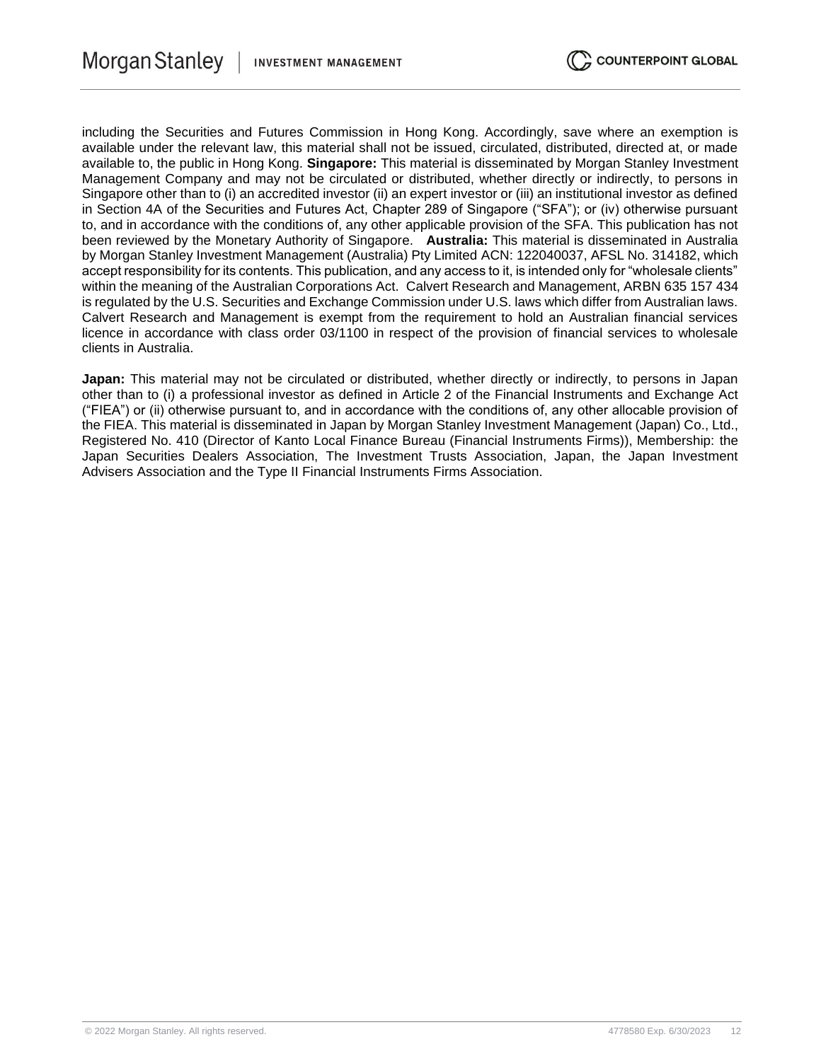including the Securities and Futures Commission in Hong Kong. Accordingly, save where an exemption is available under the relevant law, this material shall not be issued, circulated, distributed, directed at, or made available to, the public in Hong Kong. **Singapore:** This material is disseminated by Morgan Stanley Investment Management Company and may not be circulated or distributed, whether directly or indirectly, to persons in Singapore other than to (i) an accredited investor (ii) an expert investor or (iii) an institutional investor as defined in Section 4A of the Securities and Futures Act, Chapter 289 of Singapore ("SFA"); or (iv) otherwise pursuant to, and in accordance with the conditions of, any other applicable provision of the SFA. This publication has not been reviewed by the Monetary Authority of Singapore. **Australia:** This material is disseminated in Australia by Morgan Stanley Investment Management (Australia) Pty Limited ACN: 122040037, AFSL No. 314182, which accept responsibility for its contents. This publication, and any access to it, is intended only for "wholesale clients" within the meaning of the Australian Corporations Act. Calvert Research and Management, ARBN 635 157 434 is regulated by the U.S. Securities and Exchange Commission under U.S. laws which differ from Australian laws. Calvert Research and Management is exempt from the requirement to hold an Australian financial services licence in accordance with class order 03/1100 in respect of the provision of financial services to wholesale clients in Australia.

**Japan:** This material may not be circulated or distributed, whether directly or indirectly, to persons in Japan other than to (i) a professional investor as defined in Article 2 of the Financial Instruments and Exchange Act ("FIEA") or (ii) otherwise pursuant to, and in accordance with the conditions of, any other allocable provision of the FIEA. This material is disseminated in Japan by Morgan Stanley Investment Management (Japan) Co., Ltd., Registered No. 410 (Director of Kanto Local Finance Bureau (Financial Instruments Firms)), Membership: the Japan Securities Dealers Association, The Investment Trusts Association, Japan, the Japan Investment Advisers Association and the Type II Financial Instruments Firms Association.